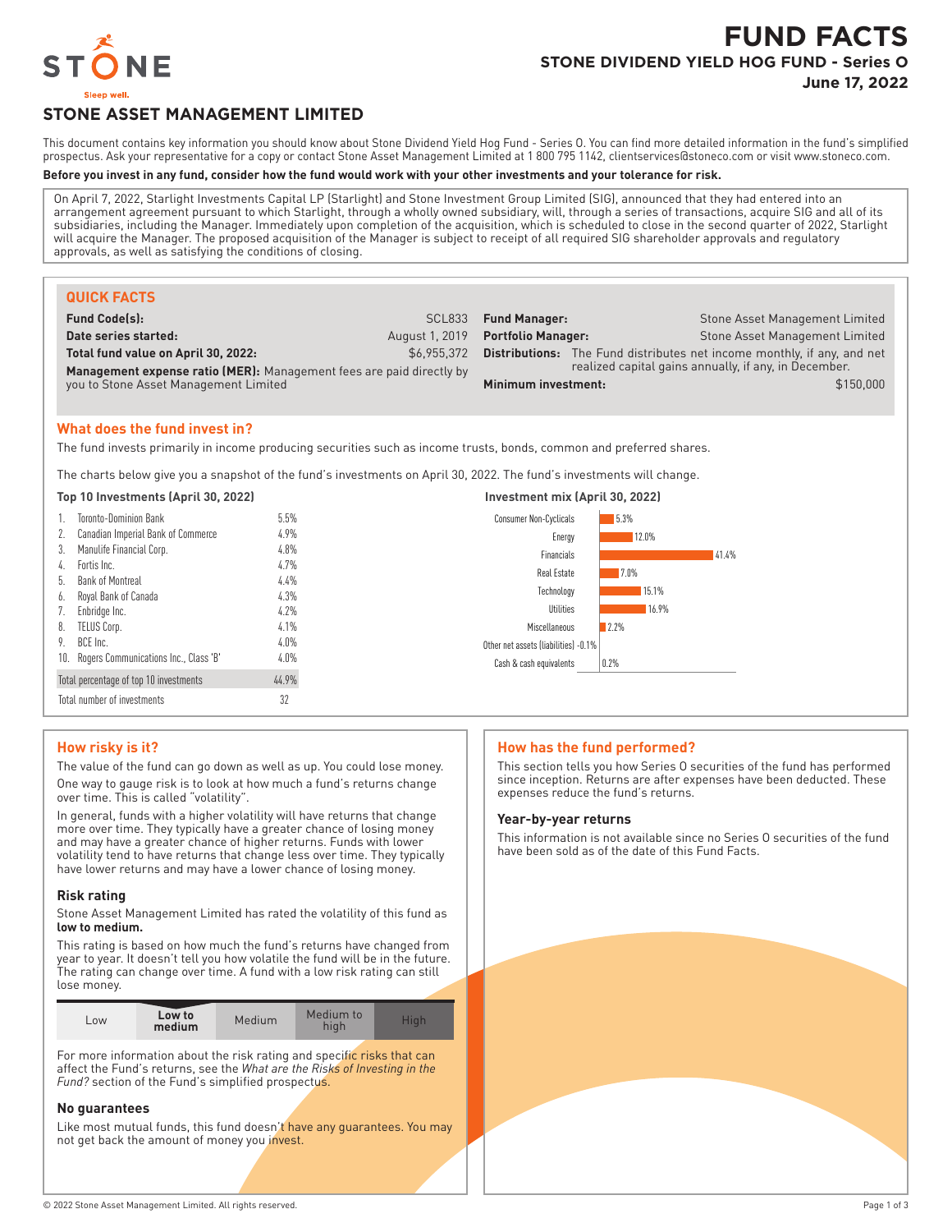# FUND FACTS

## STONE DIVIDEND YIELD HOG FUND - Series O

**June 17, 2022**

STONE

Sleep well.

## STONE ASSET MANAGEMENT LIMITED

This document contains key information you should know about Stone Dividend Yield Hog Fund - Series O. You can find more detailed information in the fund's simplified prospectus. Ask your representative for a copy or contact Stone Asset Management Limited at 1 800 795 1142, clientservices@stoneco.com or visit www.stoneco.com.

**Before you invest in any fund, consider how the fund would work with your other investments and your tolerance for risk.**

On April 7, 2022, Starlight Investments Capital LP (Starlight) and Stone Investment Group Limited (SIG), announced that they had entered into an arrangement agreement pursuant to which Starlight, through a wholly owned subsidiary, will, through a series of transactions, acquire SIG and all of its subsidiaries, including the Manager. Immediately upon completion of the acquisition, which is scheduled to close in the second quarter of 2022, Starlight will acquire the Manager. The proposed acquisition of the Manager is subject to receipt of all required SIG shareholder approvals and regulatory approvals, as well as satisfying the conditions of closing.

### QUICK FACTS

| | | | |
|---|---|---|---|
| **Fund Code(s):** | SCL833 | **Fund Manager:** | Stone Asset Management Limited |
| **Date series started:** | August 1, 2019 | **Portfolio Manager:** | Stone Asset Management Limited |
| **Total fund value on April 30, 2022:** | $6,955,372 | **Distributions:** | The Fund distributes net income monthly, if any, and net realized capital gains annually, if any, in December. |
| **Management expense ratio (MER):** Management fees are paid directly by you to Stone Asset Management Limited | | **Minimum investment:** | $150,000 |

### What does the fund invest in?

The fund invests primarily in income producing securities such as income trusts, bonds, common and preferred shares.

The charts below give you a snapshot of the fund's investments on April 30, 2022. The fund's investments will change.

**Top 10 Investments (April 30, 2022)**

| | | |
|---|---|---|
| 1. | Toronto-Dominion Bank | 5.5% |
| 2. | Canadian Imperial Bank of Commerce | 4.9% |
| 3. | Manulife Financial Corp. | 4.8% |
| 4. | Fortis Inc. | 4.7% |
| 5. | Bank of Montreal | 4.4% |
| 6. | Royal Bank of Canada | 4.3% |
| 7. | Enbridge Inc. | 4.2% |
| 8. | TELUS Corp. | 4.1% |
| 9. | BCE Inc. | 4.0% |
| 10. | Rogers Communications Inc., Class 'B' | 4.0% |
| | Total percentage of top 10 investments | 44.9% |
| | Total number of investments | 32 |

**Investment mix (April 30, 2022)**

| Sector | % |
|---|---|
| Consumer Non-Cyclicals | 5.3% |
| Energy | 12.0% |
| Financials | 41.4% |
| Real Estate | 7.0% |
| Technology | 15.1% |
| Utilities | 16.9% |
| Miscellaneous | 2.2% |
| Other net assets (liabilities) | -0.1% |
| Cash & cash equivalents | 0.2% |

### How risky is it?

The value of the fund can go down as well as up. You could lose money.

One way to gauge risk is to look at how much a fund's returns change over time. This is called "volatility".

In general, funds with a higher volatility will have returns that change more over time. They typically have a greater chance of losing money and may have a greater chance of higher returns. Funds with lower volatility tend to have returns that change less over time. They typically have lower returns and may have a lower chance of losing money.

#### Risk rating

Stone Asset Management Limited has rated the volatility of this fund as **low to medium.**

This rating is based on how much the fund's returns have changed from year to year. It doesn't tell you how volatile the fund will be in the future. The rating can change over time. A fund with a low risk rating can still lose money.

| Low | **Low to medium** | Medium | Medium to high | High |
|---|---|---|---|---|

For more information about the risk rating and specific risks that can affect the Fund's returns, see the *What are the Risks of Investing in the Fund?* section of the Fund's simplified prospectus.

#### No guarantees

Like most mutual funds, this fund doesn't have any guarantees. You may not get back the amount of money you invest.

### How has the fund performed?

This section tells you how Series O securities of the fund has performed since inception. Returns are after expenses have been deducted. These expenses reduce the fund's returns.

#### Year-by-year returns

This information is not available since no Series O securities of the fund have been sold as of the date of this Fund Facts.

© 2022 Stone Asset Management Limited. All rights reserved.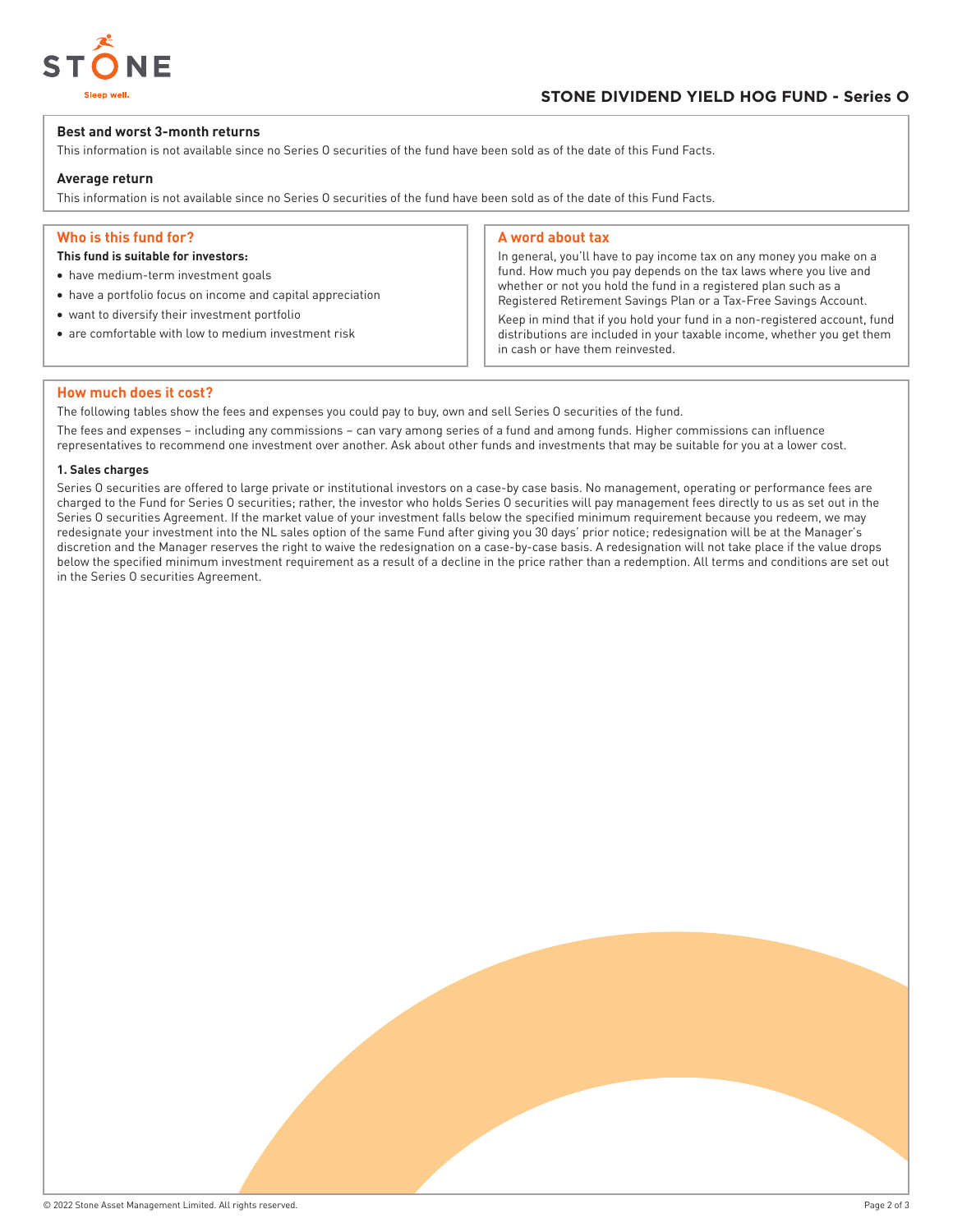#### Best and worst 3-month returns

This information is not available since no Series O securities of the fund have been sold as of the date of this Fund Facts.

#### Average return

This information is not available since no Series O securities of the fund have been sold as of the date of this Fund Facts.

## Who is this fund for?

**This fund is suitable for investors:**

- have medium-term investment goals
- have a portfolio focus on income and capital appreciation
- want to diversify their investment portfolio
- are comfortable with low to medium investment risk

## A word about tax

In general, you'll have to pay income tax on any money you make on a fund. How much you pay depends on the tax laws where you live and whether or not you hold the fund in a registered plan such as a Registered Retirement Savings Plan or a Tax-Free Savings Account.

Keep in mind that if you hold your fund in a non-registered account, fund distributions are included in your taxable income, whether you get them in cash or have them reinvested.

## How much does it cost?

The following tables show the fees and expenses you could pay to buy, own and sell Series O securities of the fund.

The fees and expenses – including any commissions – can vary among series of a fund and among funds. Higher commissions can influence representatives to recommend one investment over another. Ask about other funds and investments that may be suitable for you at a lower cost.

#### 1. Sales charges

Series O securities are offered to large private or institutional investors on a case-by case basis. No management, operating or performance fees are charged to the Fund for Series O securities; rather, the investor who holds Series O securities will pay management fees directly to us as set out in the Series O securities Agreement. If the market value of your investment falls below the specified minimum requirement because you redeem, we may redesignate your investment into the NL sales option of the same Fund after giving you 30 days' prior notice; redesignation will be at the Manager's discretion and the Manager reserves the right to waive the redesignation on a case-by-case basis. A redesignation will not take place if the value drops below the specified minimum investment requirement as a result of a decline in the price rather than a redemption. All terms and conditions are set out in the Series O securities Agreement.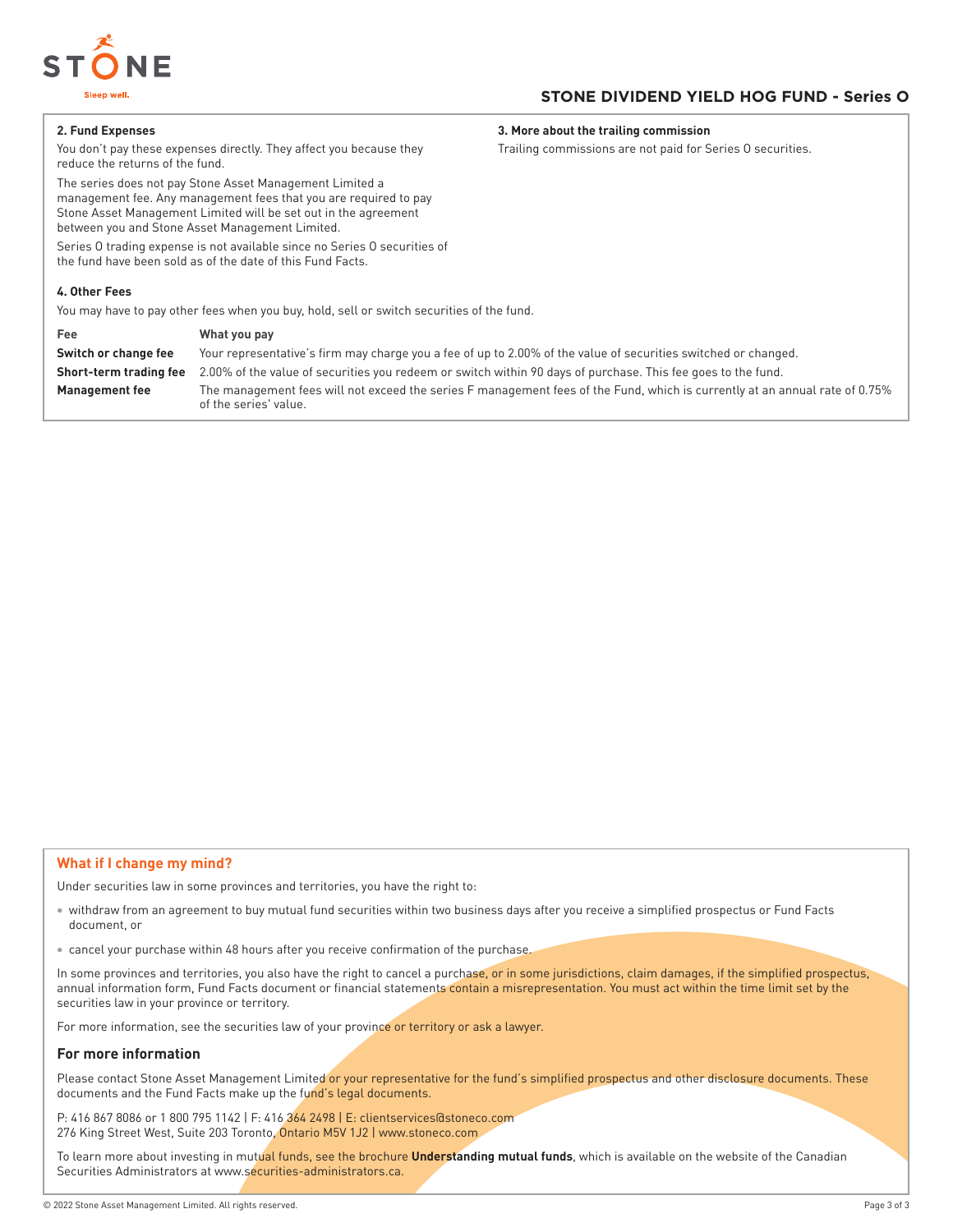# STONE DIVIDEND YIELD HOG FUND - Series O

**2. Fund Expenses**

You don't pay these expenses directly. They affect you because they reduce the returns of the fund.

The series does not pay Stone Asset Management Limited a management fee. Any management fees that you are required to pay Stone Asset Management Limited will be set out in the agreement between you and Stone Asset Management Limited.

Series O trading expense is not available since no Series O securities of the fund have been sold as of the date of this Fund Facts.

**3. More about the trailing commission**

Trailing commissions are not paid for Series O securities.

**4. Other Fees**

You may have to pay other fees when you buy, hold, sell or switch securities of the fund.

| Fee | What you pay |
|---|---|
| **Switch or change fee** | Your representative's firm may charge you a fee of up to 2.00% of the value of securities switched or changed. |
| **Short-term trading fee** | 2.00% of the value of securities you redeem or switch within 90 days of purchase. This fee goes to the fund. |
| **Management fee** | The management fees will not exceed the series F management fees of the Fund, which is currently at an annual rate of 0.75% of the series' value. |

## What if I change my mind?

Under securities law in some provinces and territories, you have the right to:

- withdraw from an agreement to buy mutual fund securities within two business days after you receive a simplified prospectus or Fund Facts document, or
- cancel your purchase within 48 hours after you receive confirmation of the purchase.

In some provinces and territories, you also have the right to cancel a purchase, or in some jurisdictions, claim damages, if the simplified prospectus, annual information form, Fund Facts document or financial statements contain a misrepresentation. You must act within the time limit set by the securities law in your province or territory.

For more information, see the securities law of your province or territory or ask a lawyer.

## For more information

Please contact Stone Asset Management Limited or your representative for the fund's simplified prospectus and other disclosure documents. These documents and the Fund Facts make up the fund's legal documents.

P: 416 867 8086 or 1 800 795 1142 | F: 416 364 2498 | E: clientservices@stoneco.com
276 King Street West, Suite 203 Toronto, Ontario M5V 1J2 | www.stoneco.com

To learn more about investing in mutual funds, see the brochure **Understanding mutual funds**, which is available on the website of the Canadian Securities Administrators at www.securities-administrators.ca.

© 2022 Stone Asset Management Limited. All rights reserved.